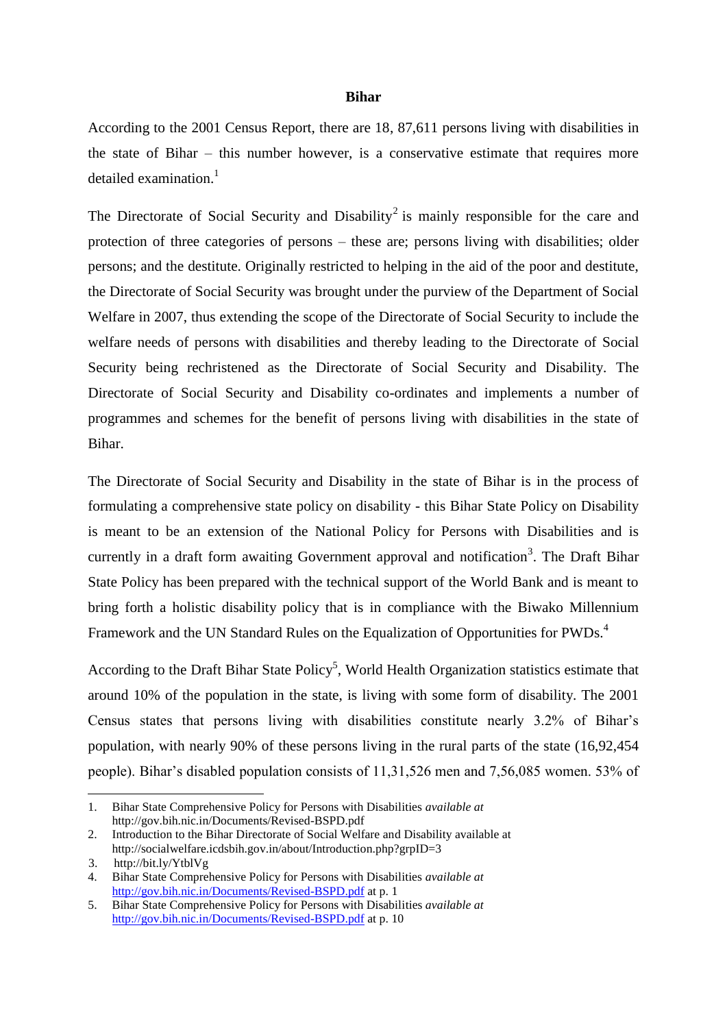**Bihar**

According to the 2001 Census Report, there are 18, 87,611 persons living with disabilities in the state of Bihar – this number however, is a conservative estimate that requires more detailed examination.[1]

The Directorate of Social Security and Disability[2] is mainly responsible for the care and protection of three categories of persons – these are; persons living with disabilities; older persons; and the destitute. Originally restricted to helping in the aid of the poor and destitute, the Directorate of Social Security was brought under the purview of the Department of Social Welfare in 2007, thus extending the scope of the Directorate of Social Security to include the welfare needs of persons with disabilities and thereby leading to the Directorate of Social Security being rechristened as the Directorate of Social Security and Disability. The Directorate of Social Security and Disability co-ordinates and implements a number of programmes and schemes for the benefit of persons living with disabilities in the state of Bihar.

The Directorate of Social Security and Disability in the state of Bihar is in the process of formulating a comprehensive state policy on disability - this Bihar State Policy on Disability is meant to be an extension of the National Policy for Persons with Disabilities and is currently in a draft form awaiting Government approval and notification[3]. The Draft Bihar State Policy has been prepared with the technical support of the World Bank and is meant to bring forth a holistic disability policy that is in compliance with the Biwako Millennium Framework and the UN Standard Rules on the Equalization of Opportunities for PWDs.[4]

According to the Draft Bihar State Policy[5], World Health Organization statistics estimate that around 10% of the population in the state, is living with some form of disability. The 2001 Census states that persons living with disabilities constitute nearly 3.2% of Bihar's population, with nearly 90% of these persons living in the rural parts of the state (16,92,454 people). Bihar's disabled population consists of 11,31,526 men and 7,56,085 women. 53% of

---

1. Bihar State Comprehensive Policy for Persons with Disabilities *available at* http://gov.bih.nic.in/Documents/Revised-BSPD.pdf
2. Introduction to the Bihar Directorate of Social Welfare and Disability available at http://socialwelfare.icdsbih.gov.in/about/Introduction.php?grpID=3
3. http://bit.ly/YtblVg
4. Bihar State Comprehensive Policy for Persons with Disabilities *available at* http://gov.bih.nic.in/Documents/Revised-BSPD.pdf at p. 1
5. Bihar State Comprehensive Policy for Persons with Disabilities *available at* http://gov.bih.nic.in/Documents/Revised-BSPD.pdf at p. 10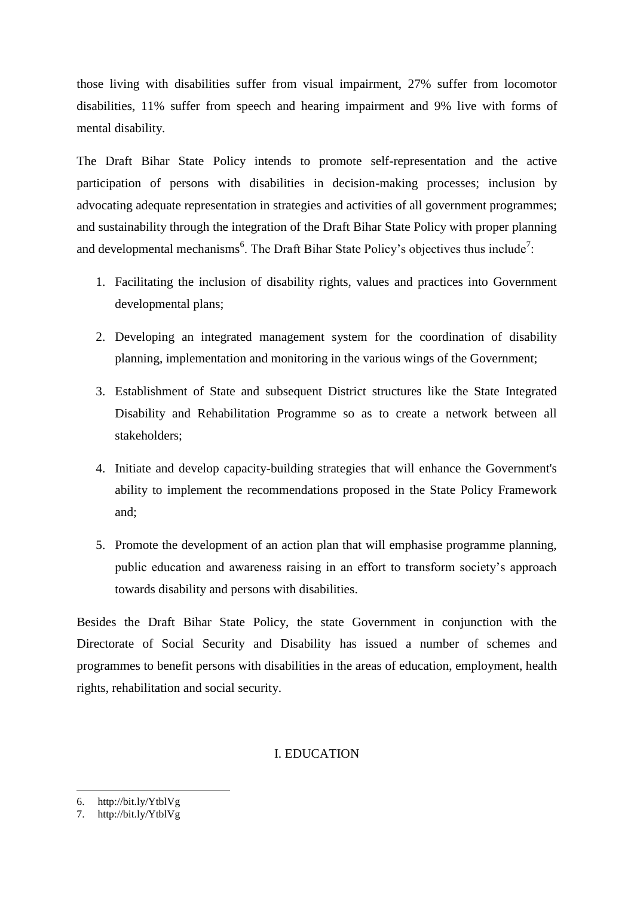those living with disabilities suffer from visual impairment, 27% suffer from locomotor disabilities, 11% suffer from speech and hearing impairment and 9% live with forms of mental disability.

The Draft Bihar State Policy intends to promote self-representation and the active participation of persons with disabilities in decision-making processes; inclusion by advocating adequate representation in strategies and activities of all government programmes; and sustainability through the integration of the Draft Bihar State Policy with proper planning and developmental mechanisms[6]. The Draft Bihar State Policy's objectives thus include[7]:

1. Facilitating the inclusion of disability rights, values and practices into Government developmental plans;
2. Developing an integrated management system for the coordination of disability planning, implementation and monitoring in the various wings of the Government;
3. Establishment of State and subsequent District structures like the State Integrated Disability and Rehabilitation Programme so as to create a network between all stakeholders;
4. Initiate and develop capacity-building strategies that will enhance the Government's ability to implement the recommendations proposed in the State Policy Framework and;
5. Promote the development of an action plan that will emphasise programme planning, public education and awareness raising in an effort to transform society's approach towards disability and persons with disabilities.

Besides the Draft Bihar State Policy, the state Government in conjunction with the Directorate of Social Security and Disability has issued a number of schemes and programmes to benefit persons with disabilities in the areas of education, employment, health rights, rehabilitation and social security.

## I. EDUCATION

6. http://bit.ly/YtblVg
7. http://bit.ly/YtblVg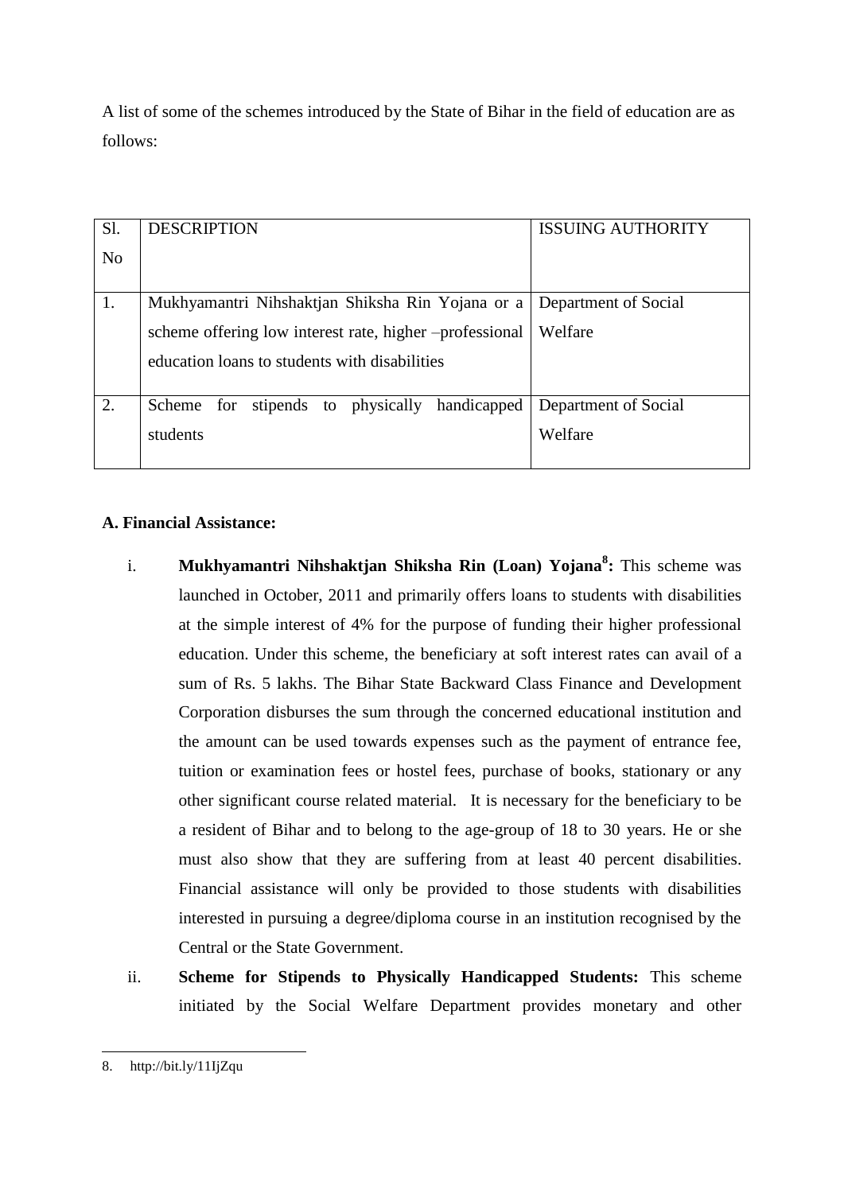A list of some of the schemes introduced by the State of Bihar in the field of education are as follows:

| Sl. No | DESCRIPTION | ISSUING AUTHORITY |
|---|---|---|
| 1. | Mukhyamantri Nihshaktjan Shiksha Rin Yojana or a scheme offering low interest rate, higher –professional education loans to students with disabilities | Department of Social Welfare |
| 2. | Scheme for stipends to physically handicapped students | Department of Social Welfare |

**A. Financial Assistance:**

i. **Mukhyamantri Nihshaktjan Shiksha Rin (Loan) Yojana[8]:** This scheme was launched in October, 2011 and primarily offers loans to students with disabilities at the simple interest of 4% for the purpose of funding their higher professional education. Under this scheme, the beneficiary at soft interest rates can avail of a sum of Rs. 5 lakhs. The Bihar State Backward Class Finance and Development Corporation disburses the sum through the concerned educational institution and the amount can be used towards expenses such as the payment of entrance fee, tuition or examination fees or hostel fees, purchase of books, stationary or any other significant course related material. It is necessary for the beneficiary to be a resident of Bihar and to belong to the age-group of 18 to 30 years. He or she must also show that they are suffering from at least 40 percent disabilities. Financial assistance will only be provided to those students with disabilities interested in pursuing a degree/diploma course in an institution recognised by the Central or the State Government.

ii. **Scheme for Stipends to Physically Handicapped Students:** This scheme initiated by the Social Welfare Department provides monetary and other

8. http://bit.ly/11IjZqu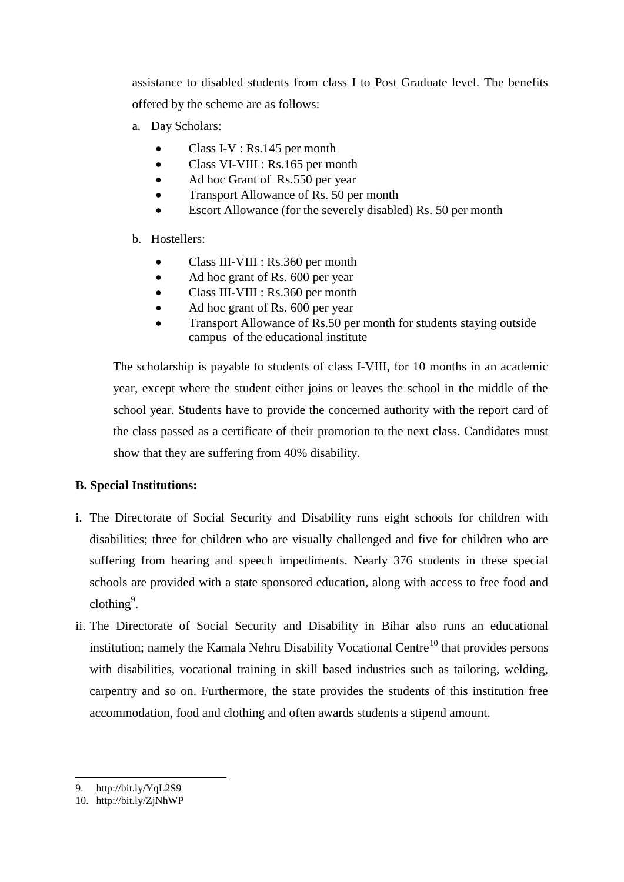assistance to disabled students from class I to Post Graduate level. The benefits offered by the scheme are as follows:

a. Day Scholars:

- Class I-V : Rs.145 per month
- Class VI-VIII : Rs.165 per month
- Ad hoc Grant of Rs.550 per year
- Transport Allowance of Rs. 50 per month
- Escort Allowance (for the severely disabled) Rs. 50 per month

b. Hostellers:

- Class III-VIII : Rs.360 per month
- Ad hoc grant of Rs. 600 per year
- Class III-VIII : Rs.360 per month
- Ad hoc grant of Rs. 600 per year
- Transport Allowance of Rs.50 per month for students staying outside campus of the educational institute

The scholarship is payable to students of class I-VIII, for 10 months in an academic year, except where the student either joins or leaves the school in the middle of the school year. Students have to provide the concerned authority with the report card of the class passed as a certificate of their promotion to the next class. Candidates must show that they are suffering from 40% disability.

**B. Special Institutions:**

i. The Directorate of Social Security and Disability runs eight schools for children with disabilities; three for children who are visually challenged and five for children who are suffering from hearing and speech impediments. Nearly 376 students in these special schools are provided with a state sponsored education, along with access to free food and clothing[9].

ii. The Directorate of Social Security and Disability in Bihar also runs an educational institution; namely the Kamala Nehru Disability Vocational Centre[10] that provides persons with disabilities, vocational training in skill based industries such as tailoring, welding, carpentry and so on. Furthermore, the state provides the students of this institution free accommodation, food and clothing and often awards students a stipend amount.

---

9. http://bit.ly/YqL2S9
10. http://bit.ly/ZjNhWP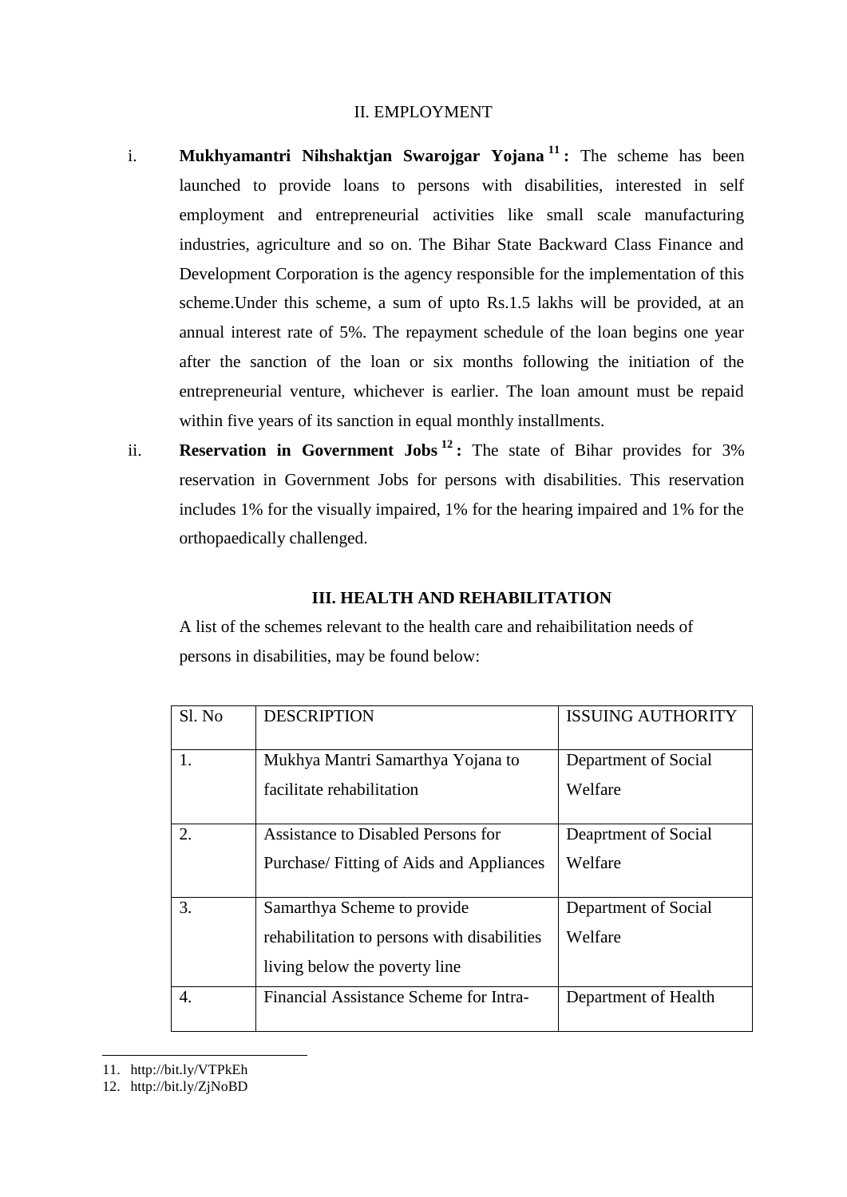## II. EMPLOYMENT

i. **Mukhyamantri Nihshaktjan Swarojgar Yojana[11] :** The scheme has been launched to provide loans to persons with disabilities, interested in self employment and entrepreneurial activities like small scale manufacturing industries, agriculture and so on. The Bihar State Backward Class Finance and Development Corporation is the agency responsible for the implementation of this scheme.Under this scheme, a sum of upto Rs.1.5 lakhs will be provided, at an annual interest rate of 5%. The repayment schedule of the loan begins one year after the sanction of the loan or six months following the initiation of the entrepreneurial venture, whichever is earlier. The loan amount must be repaid within five years of its sanction in equal monthly installments.

ii. **Reservation in Government Jobs[12] :** The state of Bihar provides for 3% reservation in Government Jobs for persons with disabilities. This reservation includes 1% for the visually impaired, 1% for the hearing impaired and 1% for the orthopaedically challenged.

## III. HEALTH AND REHABILITATION

A list of the schemes relevant to the health care and rehaibilitation needs of persons in disabilities, may be found below:

| Sl. No | DESCRIPTION | ISSUING AUTHORITY |
|---|---|---|
| 1. | Mukhya Mantri Samarthya Yojana to facilitate rehabilitation | Department of Social Welfare |
| 2. | Assistance to Disabled Persons for Purchase/ Fitting of Aids and Appliances | Deaprtment of Social Welfare |
| 3. | Samarthya Scheme to provide rehabilitation to persons with disabilities living below the poverty line | Department of Social Welfare |
| 4. | Financial Assistance Scheme for Intra- | Department of Health |

11. http://bit.ly/VTPkEh
12. http://bit.ly/ZjNoBD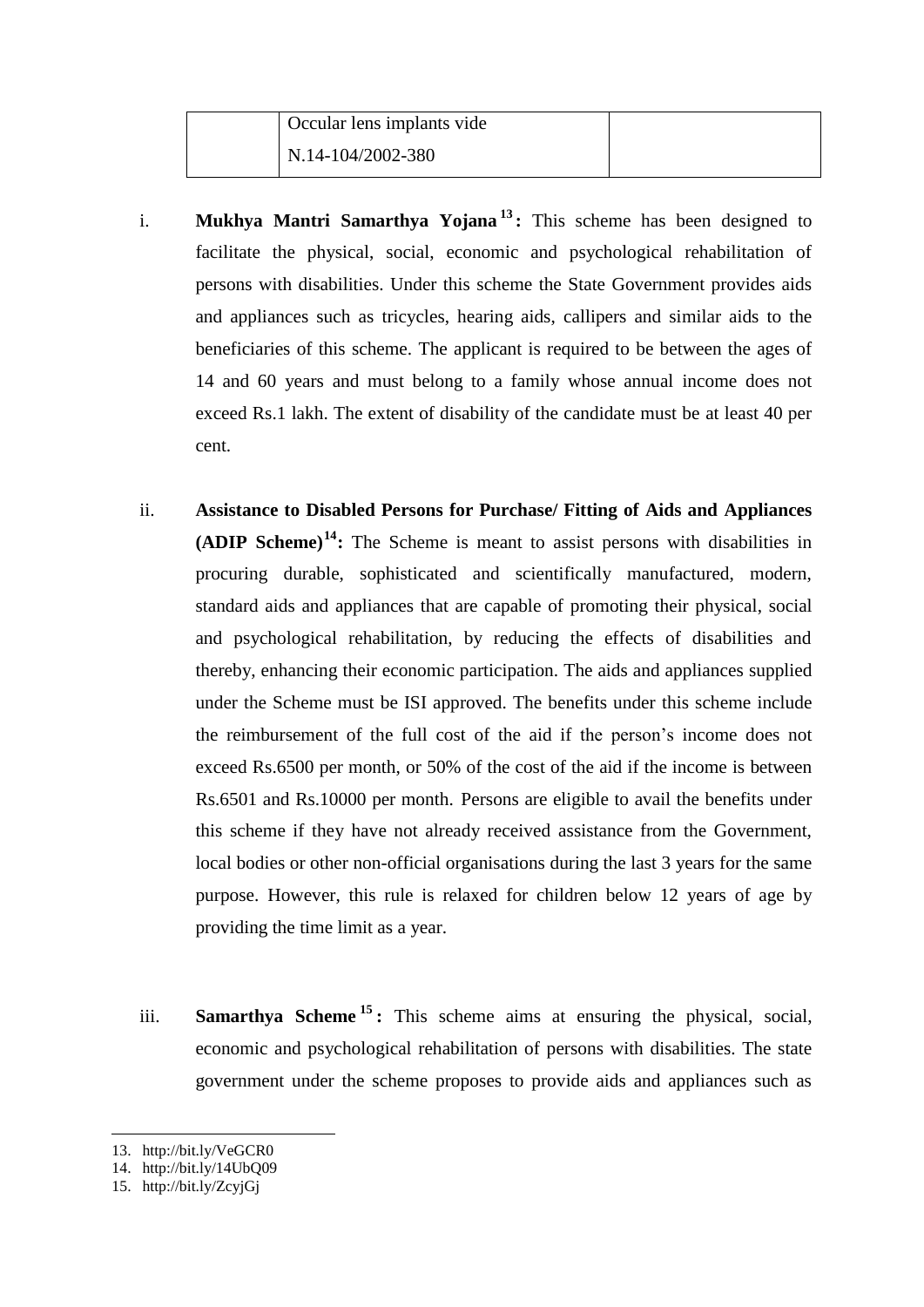|  | Occular lens implants vide N.14-104/2002-380 |  |
|---|---|---|

i. **Mukhya Mantri Samarthya Yojana[13]:** This scheme has been designed to facilitate the physical, social, economic and psychological rehabilitation of persons with disabilities. Under this scheme the State Government provides aids and appliances such as tricycles, hearing aids, callipers and similar aids to the beneficiaries of this scheme. The applicant is required to be between the ages of 14 and 60 years and must belong to a family whose annual income does not exceed Rs.1 lakh. The extent of disability of the candidate must be at least 40 per cent.

ii. **Assistance to Disabled Persons for Purchase/ Fitting of Aids and Appliances (ADIP Scheme)[14]:** The Scheme is meant to assist persons with disabilities in procuring durable, sophisticated and scientifically manufactured, modern, standard aids and appliances that are capable of promoting their physical, social and psychological rehabilitation, by reducing the effects of disabilities and thereby, enhancing their economic participation. The aids and appliances supplied under the Scheme must be ISI approved. The benefits under this scheme include the reimbursement of the full cost of the aid if the person's income does not exceed Rs.6500 per month, or 50% of the cost of the aid if the income is between Rs.6501 and Rs.10000 per month. Persons are eligible to avail the benefits under this scheme if they have not already received assistance from the Government, local bodies or other non-official organisations during the last 3 years for the same purpose. However, this rule is relaxed for children below 12 years of age by providing the time limit as a year.

iii. **Samarthya Scheme[15]:** This scheme aims at ensuring the physical, social, economic and psychological rehabilitation of persons with disabilities. The state government under the scheme proposes to provide aids and appliances such as

---

13. http://bit.ly/VeGCR0
14. http://bit.ly/14UbQ09
15. http://bit.ly/ZcyjGj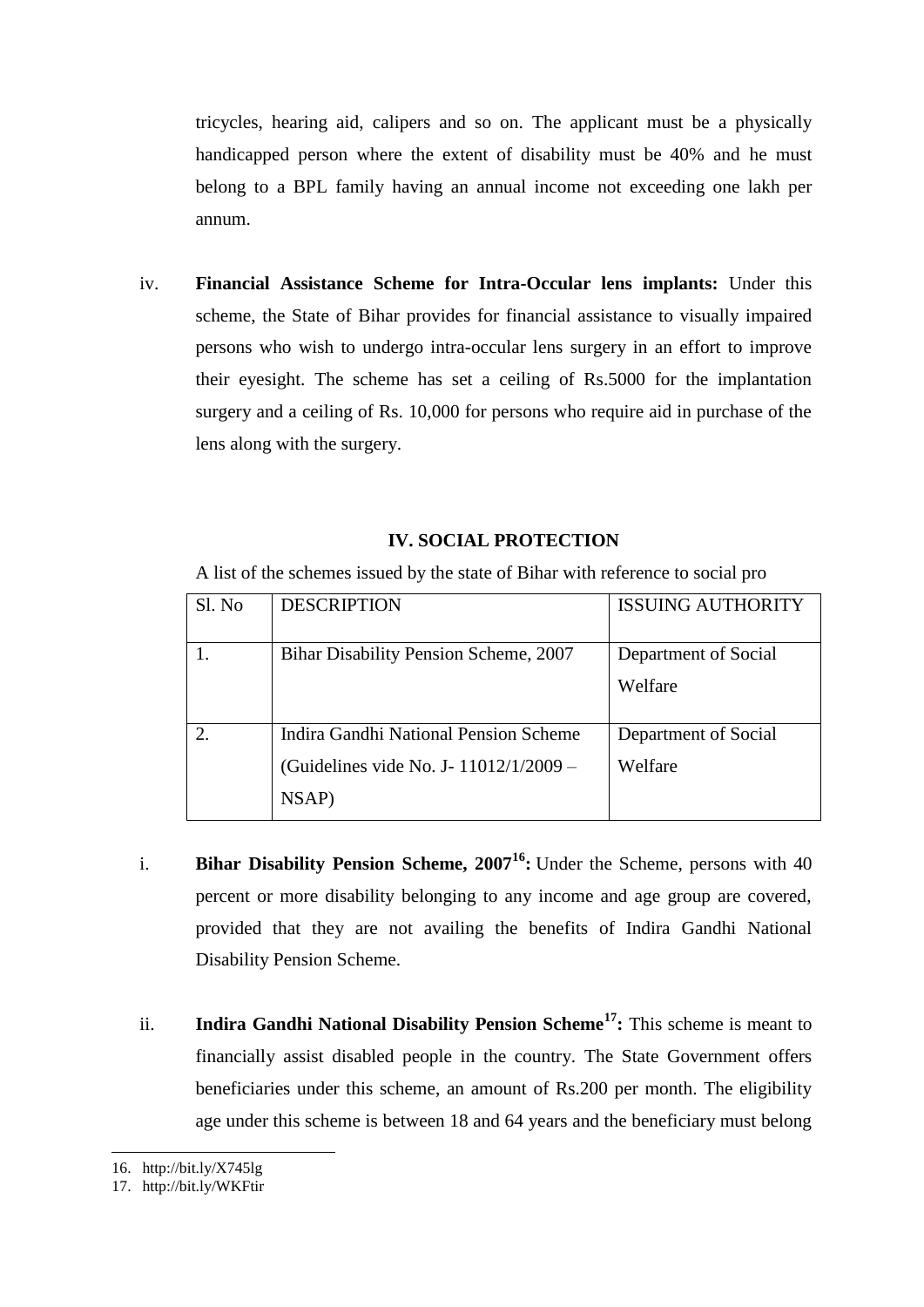tricycles, hearing aid, calipers and so on. The applicant must be a physically handicapped person where the extent of disability must be 40% and he must belong to a BPL family having an annual income not exceeding one lakh per annum.

iv. **Financial Assistance Scheme for Intra-Occular lens implants:** Under this scheme, the State of Bihar provides for financial assistance to visually impaired persons who wish to undergo intra-occular lens surgery in an effort to improve their eyesight. The scheme has set a ceiling of Rs.5000 for the implantation surgery and a ceiling of Rs. 10,000 for persons who require aid in purchase of the lens along with the surgery.

## IV. SOCIAL PROTECTION

A list of the schemes issued by the state of Bihar with reference to social pro

| Sl. No | DESCRIPTION | ISSUING AUTHORITY |
|---|---|---|
| 1. | Bihar Disability Pension Scheme, 2007 | Department of Social Welfare |
| 2. | Indira Gandhi National Pension Scheme (Guidelines vide No. J- 11012/1/2009 – NSAP) | Department of Social Welfare |

i. **Bihar Disability Pension Scheme, 2007[16]:** Under the Scheme, persons with 40 percent or more disability belonging to any income and age group are covered, provided that they are not availing the benefits of Indira Gandhi National Disability Pension Scheme.

ii. **Indira Gandhi National Disability Pension Scheme[17]:** This scheme is meant to financially assist disabled people in the country. The State Government offers beneficiaries under this scheme, an amount of Rs.200 per month. The eligibility age under this scheme is between 18 and 64 years and the beneficiary must belong

16. http://bit.ly/X745lg
17. http://bit.ly/WKFtir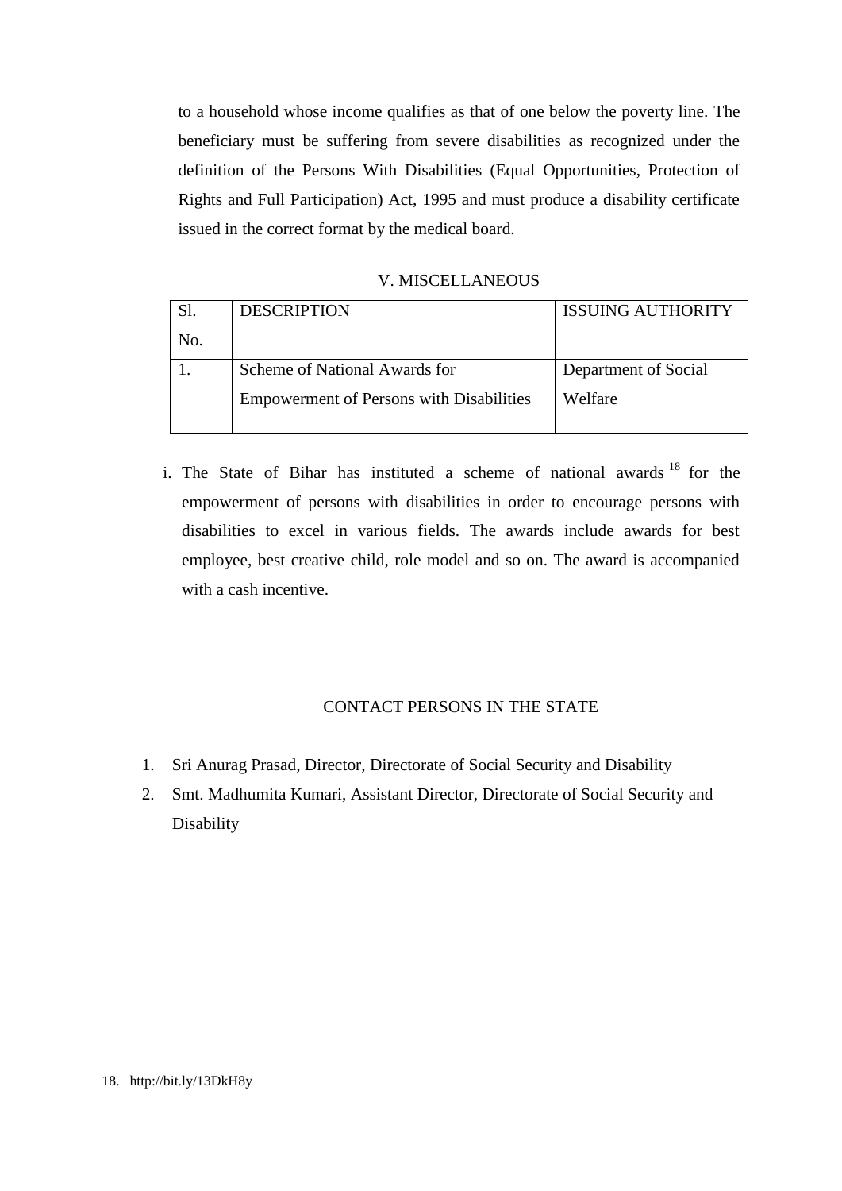to a household whose income qualifies as that of one below the poverty line. The beneficiary must be suffering from severe disabilities as recognized under the definition of the Persons With Disabilities (Equal Opportunities, Protection of Rights and Full Participation) Act, 1995 and must produce a disability certificate issued in the correct format by the medical board.

### V. MISCELLANEOUS

| Sl. No. | DESCRIPTION | ISSUING AUTHORITY |
|---|---|---|
| 1. | Scheme of National Awards for Empowerment of Persons with Disabilities | Department of Social Welfare |

i. The State of Bihar has instituted a scheme of national awards [18] for the empowerment of persons with disabilities in order to encourage persons with disabilities to excel in various fields. The awards include awards for best employee, best creative child, role model and so on. The award is accompanied with a cash incentive.

## CONTACT PERSONS IN THE STATE

1. Sri Anurag Prasad, Director, Directorate of Social Security and Disability
2. Smt. Madhumita Kumari, Assistant Director, Directorate of Social Security and Disability

---

18. http://bit.ly/13DkH8y